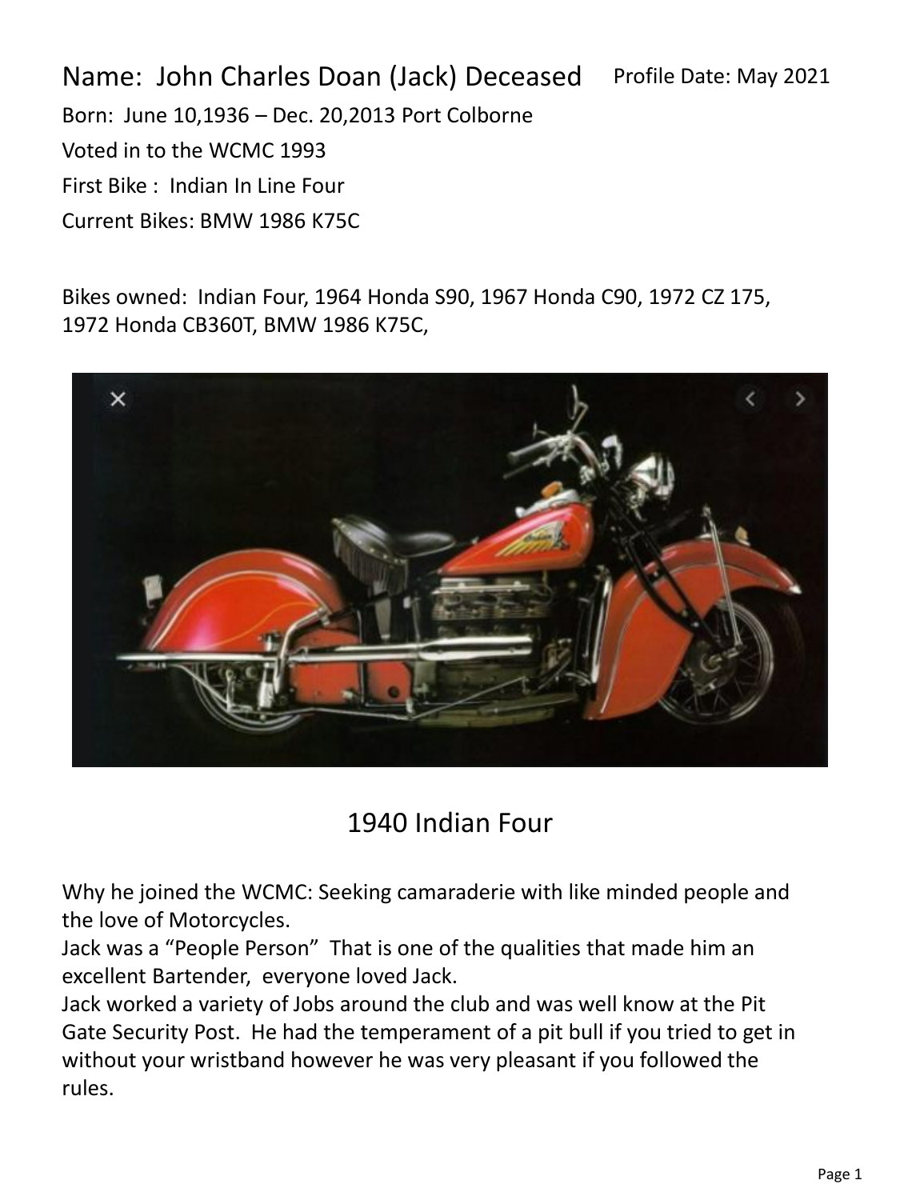Name: John Charles Doan (Jack) Deceased Profile Date: May 2021

Born: June 10,1936 – Dec. 20,2013 Port Colborne

Voted in to the WCMC 1993

First Bike : Indian In Line Four

Current Bikes: BMW 1986 K75C

Bikes owned: Indian Four, 1964 Honda S90, 1967 Honda C90, 1972 CZ 175, 1972 Honda CB360T, BMW 1986 K75C,

1940 Indian Four

Why he joined the WCMC: Seeking camaraderie with like minded people and the love of Motorcycles.

Jack was a "People Person" That is one of the qualities that made him an excellent Bartender, everyone loved Jack.

Jack worked a variety of Jobs around the club and was well know at the Pit Gate Security Post. He had the temperament of a pit bull if you tried to get in without your wristband however he was very pleasant if you followed the rules.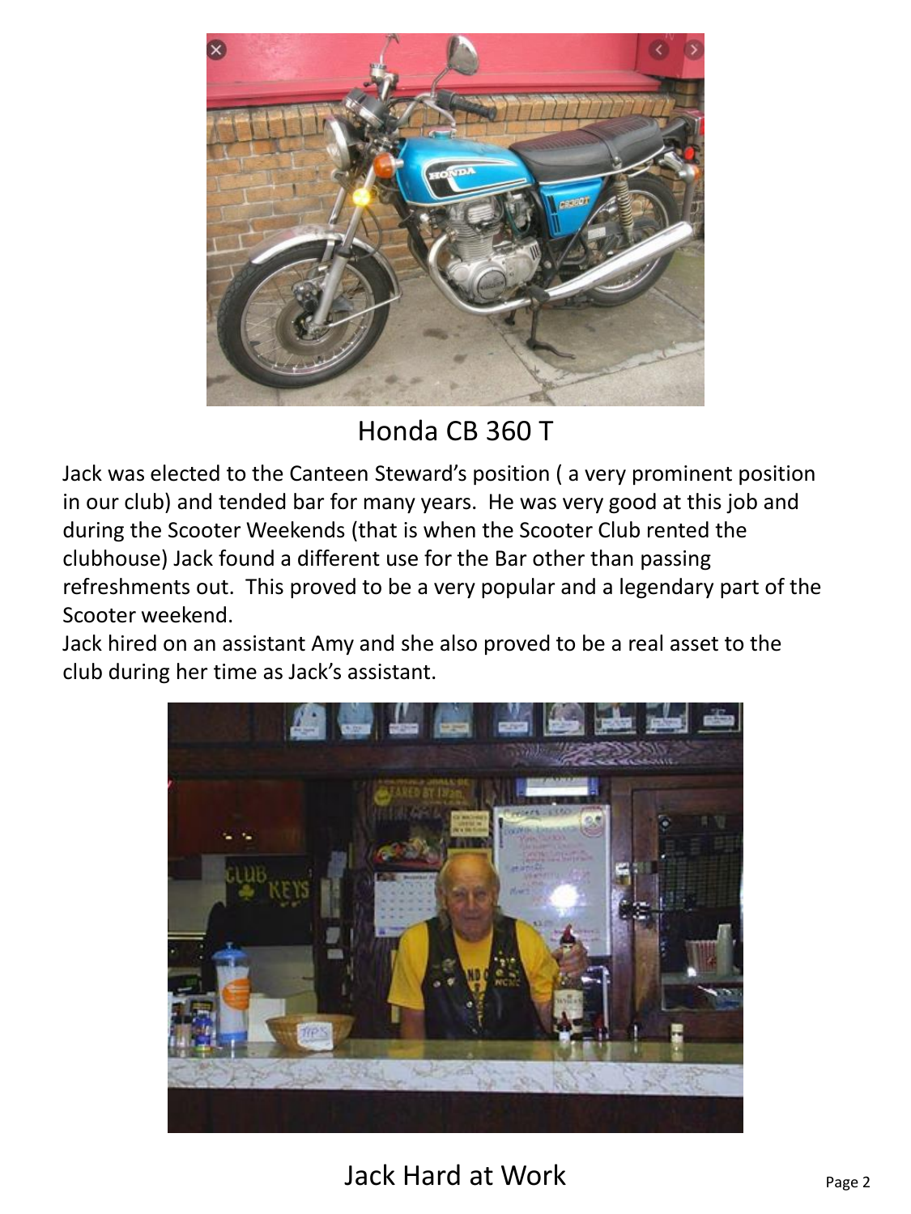Honda CB 360 T

Jack was elected to the Canteen Steward's position ( a very prominent position in our club) and tended bar for many years. He was very good at this job and during the Scooter Weekends (that is when the Scooter Club rented the clubhouse) Jack found a different use for the Bar other than passing refreshments out. This proved to be a very popular and a legendary part of the Scooter weekend.

Jack hired on an assistant Amy and she also proved to be a real asset to the club during her time as Jack's assistant.

Jack Hard at Work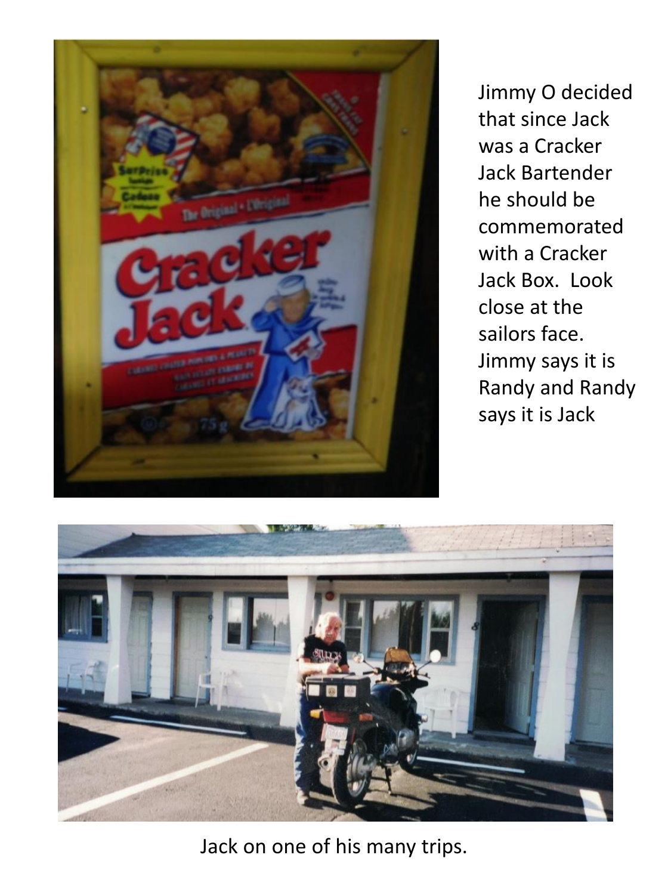Jimmy O decided that since Jack was a Cracker Jack Bartender he should be commemorated with a Cracker Jack Box. Look close at the sailors face. Jimmy says it is Randy and Randy says it is Jack

Jack on one of his many trips.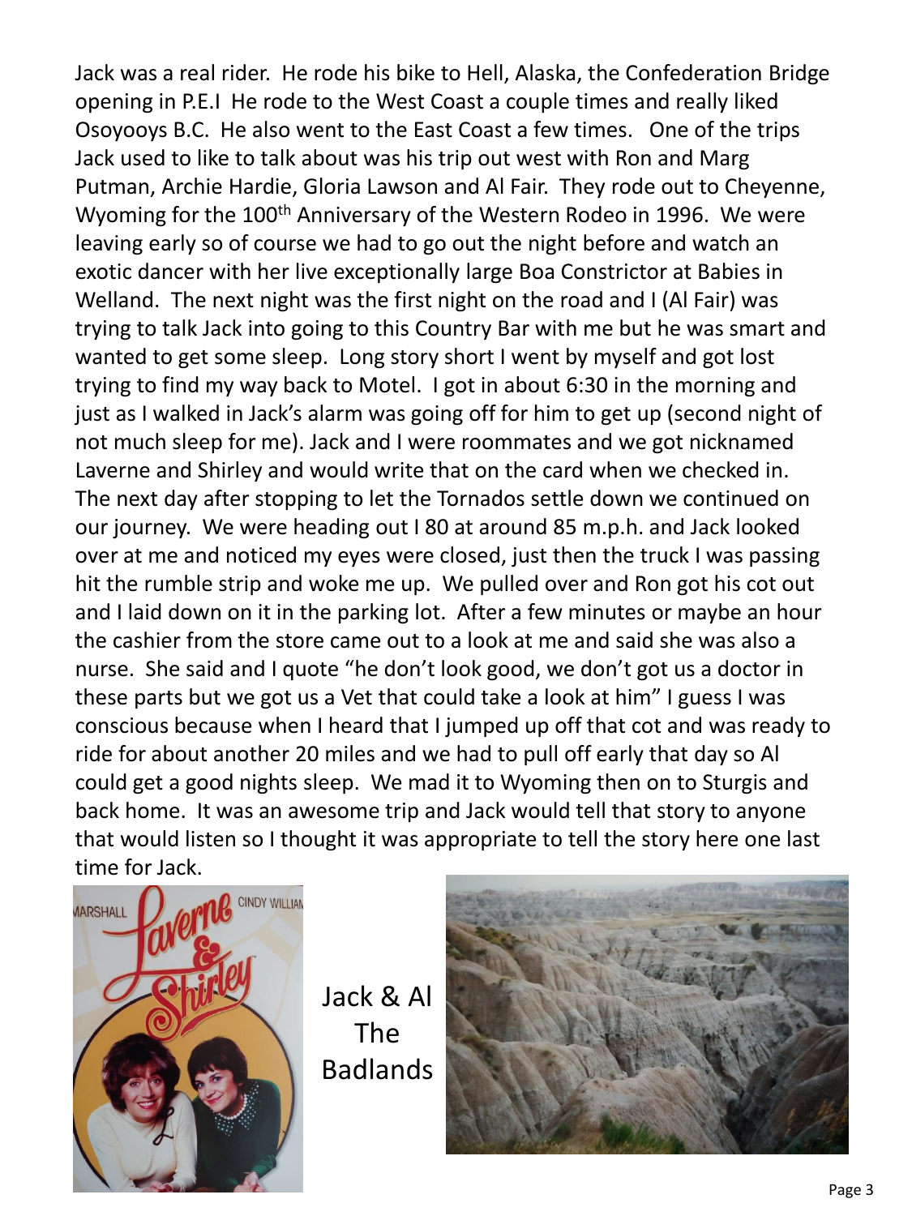Jack was a real rider. He rode his bike to Hell, Alaska, the Confederation Bridge opening in P.E.I He rode to the West Coast a couple times and really liked Osoyooys B.C. He also went to the East Coast a few times. One of the trips Jack used to like to talk about was his trip out west with Ron and Marg Putman, Archie Hardie, Gloria Lawson and Al Fair. They rode out to Cheyenne, Wyoming for the 100th Anniversary of the Western Rodeo in 1996. We were leaving early so of course we had to go out the night before and watch an exotic dancer with her live exceptionally large Boa Constrictor at Babies in Welland. The next night was the first night on the road and I (Al Fair) was trying to talk Jack into going to this Country Bar with me but he was smart and wanted to get some sleep. Long story short I went by myself and got lost trying to find my way back to Motel. I got in about 6:30 in the morning and just as I walked in Jack's alarm was going off for him to get up (second night of not much sleep for me). Jack and I were roommates and we got nicknamed Laverne and Shirley and would write that on the card when we checked in. The next day after stopping to let the Tornados settle down we continued on our journey. We were heading out I 80 at around 85 m.p.h. and Jack looked over at me and noticed my eyes were closed, just then the truck I was passing hit the rumble strip and woke me up. We pulled over and Ron got his cot out and I laid down on it in the parking lot. After a few minutes or maybe an hour the cashier from the store came out to a look at me and said she was also a nurse. She said and I quote "he don't look good, we don't got us a doctor in these parts but we got us a Vet that could take a look at him" I guess I was conscious because when I heard that I jumped up off that cot and was ready to ride for about another 20 miles and we had to pull off early that day so Al could get a good nights sleep. We mad it to Wyoming then on to Sturgis and back home. It was an awesome trip and Jack would tell that story to anyone that would listen so I thought it was appropriate to tell the story here one last time for Jack.

Jack & Al

The Badlands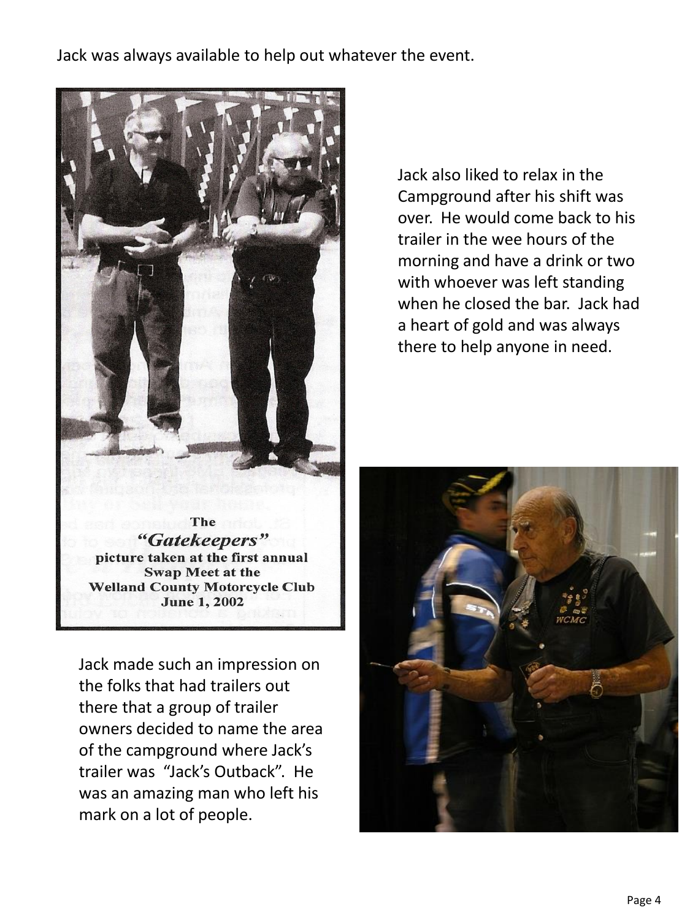Jack was always available to help out whatever the event.

The *"Gatekeepers"* picture taken at the first annual Swap Meet at the Welland County Motorcycle Club June 1, 2002

Jack also liked to relax in the Campground after his shift was over. He would come back to his trailer in the wee hours of the morning and have a drink or two with whoever was left standing when he closed the bar. Jack had a heart of gold and was always there to help anyone in need.

Jack made such an impression on the folks that had trailers out there that a group of trailer owners decided to name the area of the campground where Jack's trailer was "Jack's Outback". He was an amazing man who left his mark on a lot of people.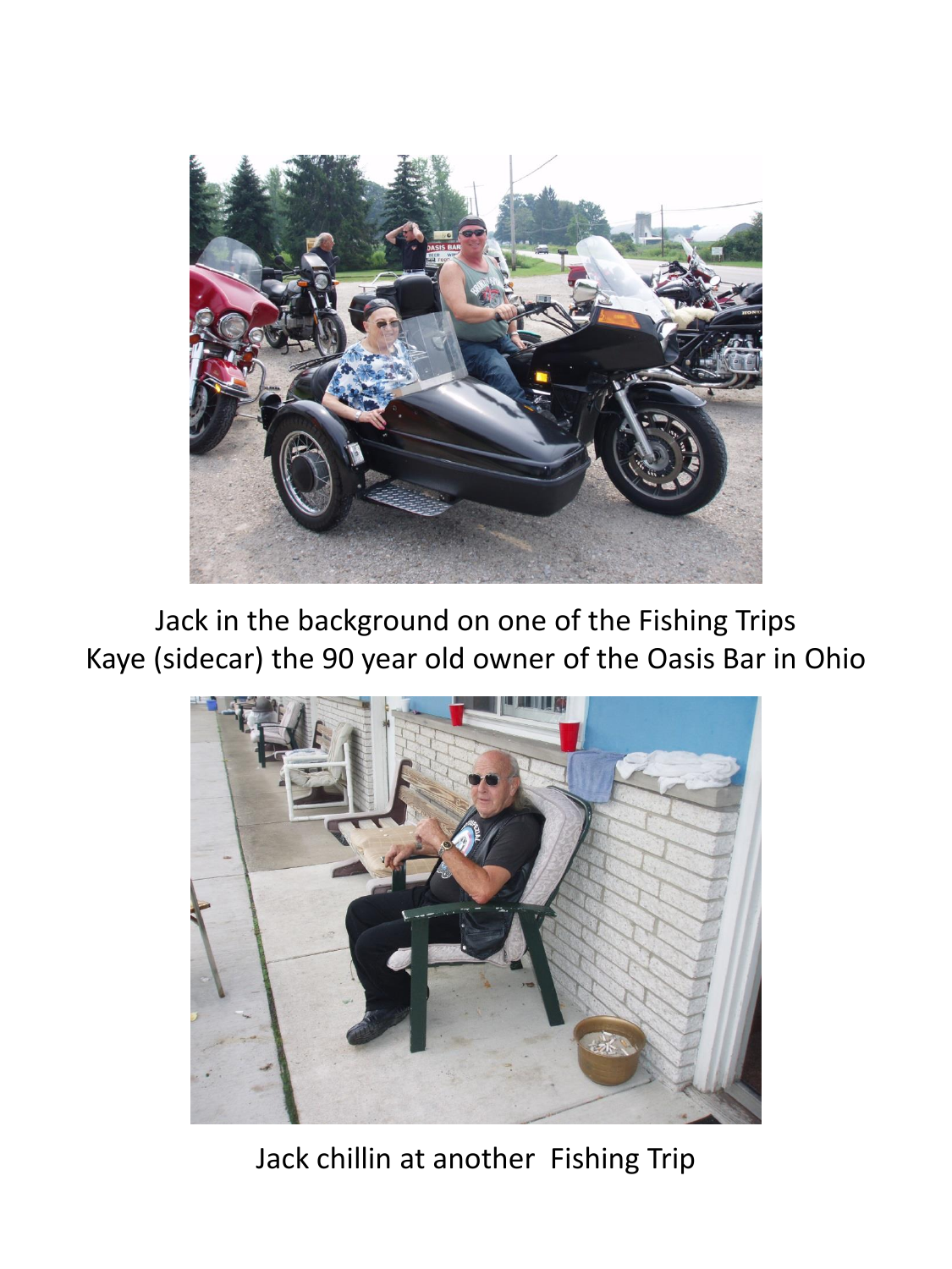Jack in the background on one of the Fishing Trips
Kaye (sidecar) the 90 year old owner of the Oasis Bar in Ohio

Jack chillin at another Fishing Trip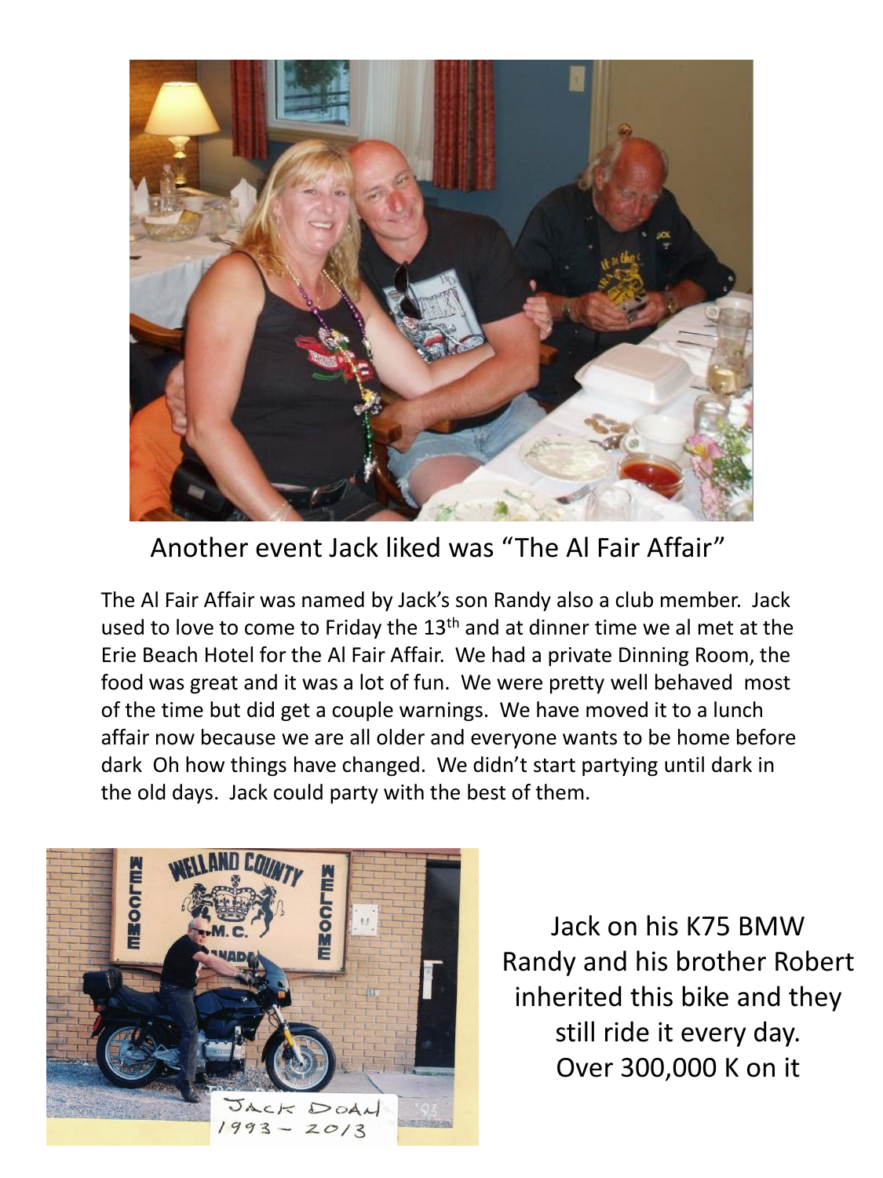Another event Jack liked was "The Al Fair Affair"

The Al Fair Affair was named by Jack's son Randy also a club member. Jack used to love to come to Friday the 13th and at dinner time we al met at the Erie Beach Hotel for the Al Fair Affair. We had a private Dinning Room, the food was great and it was a lot of fun. We were pretty well behaved most of the time but did get a couple warnings. We have moved it to a lunch affair now because we are all older and everyone wants to be home before dark Oh how things have changed. We didn't start partying until dark in the old days. Jack could party with the best of them.

Jack on his K75 BMW
Randy and his brother Robert inherited this bike and they still ride it every day.
Over 300,000 K on it